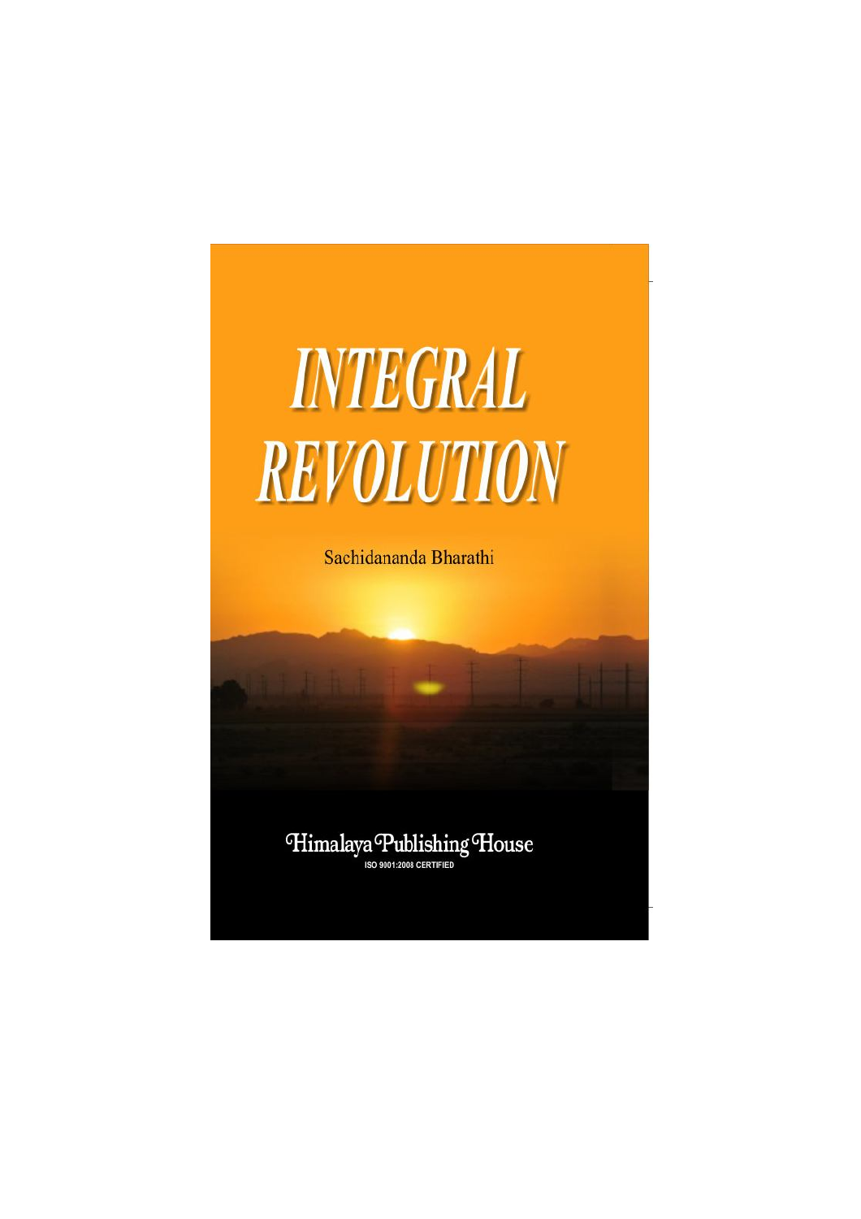# INTEGRAL REVOLUTION

Sachidananda Bharathi

Himalaya Publishing House

ISO 9001:2008 CERTIFIED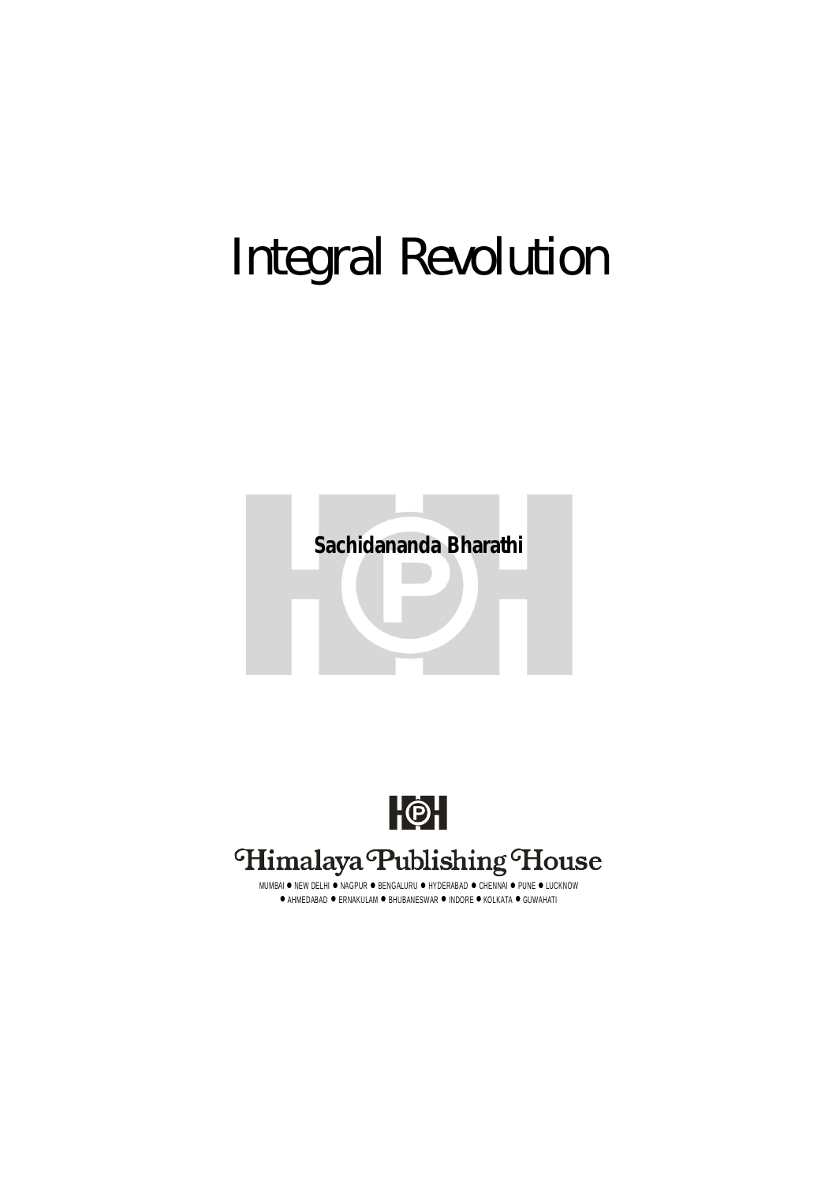# Integral Revolution

**Sachidananda Bharathi**

Himalaya Publishing House

MUMBAI ● NEW DELHI ● NAGPUR ● BENGALURU ● HYDERABAD ● CHENNAI ● PUNE ● LUCKNOW ● AHMEDABAD ● ERNAKULAM ● BHUBANESWAR ● INDORE ● KOLKATA ● GUWAHATI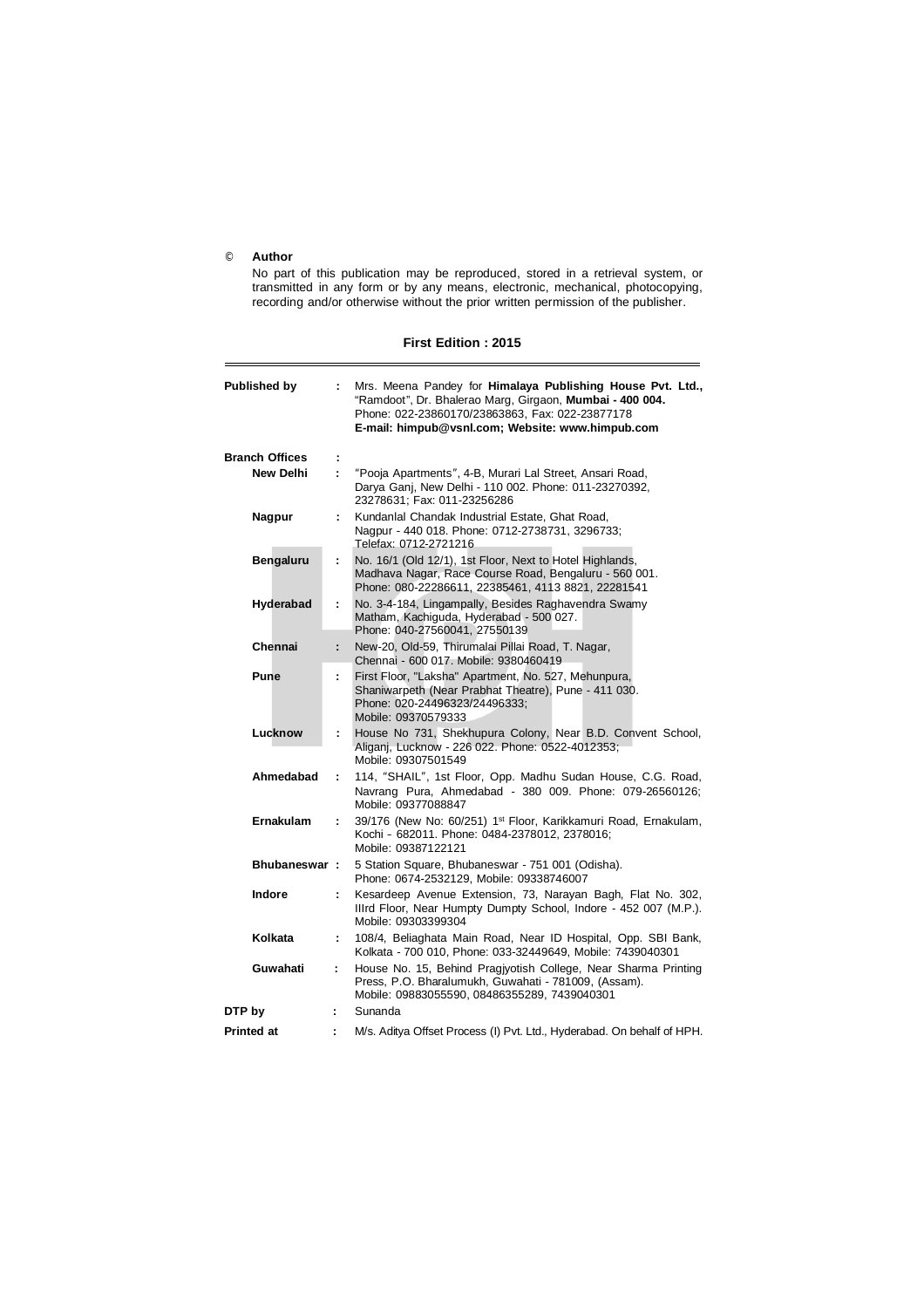© **Author**

No part of this publication may be reproduced, stored in a retrieval system, or transmitted in any form or by any means, electronic, mechanical, photocopying, recording and/or otherwise without the prior written permission of the publisher.

**First Edition : 2015**

---

**Published by** : Mrs. Meena Pandey for **Himalaya Publishing House Pvt. Ltd.,** "Ramdoot", Dr. Bhalerao Marg, Girgaon, **Mumbai - 400 004.** Phone: 022-23860170/23863863, Fax: 022-23877178 **E-mail: himpub@vsnl.com; Website: www.himpub.com**

**Branch Offices** :

**New Delhi** : "Pooja Apartments", 4-B, Murari Lal Street, Ansari Road, Darya Ganj, New Delhi - 110 002. Phone: 011-23270392, 23278631; Fax: 011-23256286

**Nagpur** : Kundanlal Chandak Industrial Estate, Ghat Road, Nagpur - 440 018. Phone: 0712-2738731, 3296733; Telefax: 0712-2721216

**Bengaluru** : No. 16/1 (Old 12/1), 1st Floor, Next to Hotel Highlands, Madhava Nagar, Race Course Road, Bengaluru - 560 001. Phone: 080-22286611, 22385461, 4113 8821, 22281541

**Hyderabad** : No. 3-4-184, Lingampally, Besides Raghavendra Swamy Matham, Kachiguda, Hyderabad - 500 027. Phone: 040-27560041, 27550139

**Chennai** : New-20, Old-59, Thirumalai Pillai Road, T. Nagar, Chennai - 600 017. Mobile: 9380460419

**Pune** : First Floor, "Laksha" Apartment, No. 527, Mehunpura, Shaniwarpeth (Near Prabhat Theatre), Pune - 411 030. Phone: 020-24496323/24496333; Mobile: 09370579333

**Lucknow** : House No 731, Shekhupura Colony, Near B.D. Convent School, Aliganj, Lucknow - 226 022. Phone: 0522-4012353; Mobile: 09307501549

**Ahmedabad** : 114, "SHAIL", 1st Floor, Opp. Madhu Sudan House, C.G. Road, Navrang Pura, Ahmedabad - 380 009. Phone: 079-26560126; Mobile: 09377088847

**Ernakulam** : 39/176 (New No: 60/251) 1st Floor, Karikkamuri Road, Ernakulam, Kochi – 682011. Phone: 0484-2378012, 2378016; Mobile: 09387122121

**Bhubaneswar** : 5 Station Square, Bhubaneswar - 751 001 (Odisha). Phone: 0674-2532129, Mobile: 09338746007

**Indore** : Kesardeep Avenue Extension, 73, Narayan Bagh, Flat No. 302, IIIrd Floor, Near Humpty Dumpty School, Indore - 452 007 (M.P.). Mobile: 09303399304

**Kolkata** : 108/4, Beliaghata Main Road, Near ID Hospital, Opp. SBI Bank, Kolkata - 700 010, Phone: 033-32449649, Mobile: 7439040301

**Guwahati** : House No. 15, Behind Pragjyotish College, Near Sharma Printing Press, P.O. Bharalumukh, Guwahati - 781009, (Assam). Mobile: 09883055590, 08486355289, 7439040301

**DTP by** : Sunanda

**Printed at** : M/s. Aditya Offset Process (I) Pvt. Ltd., Hyderabad. On behalf of HPH.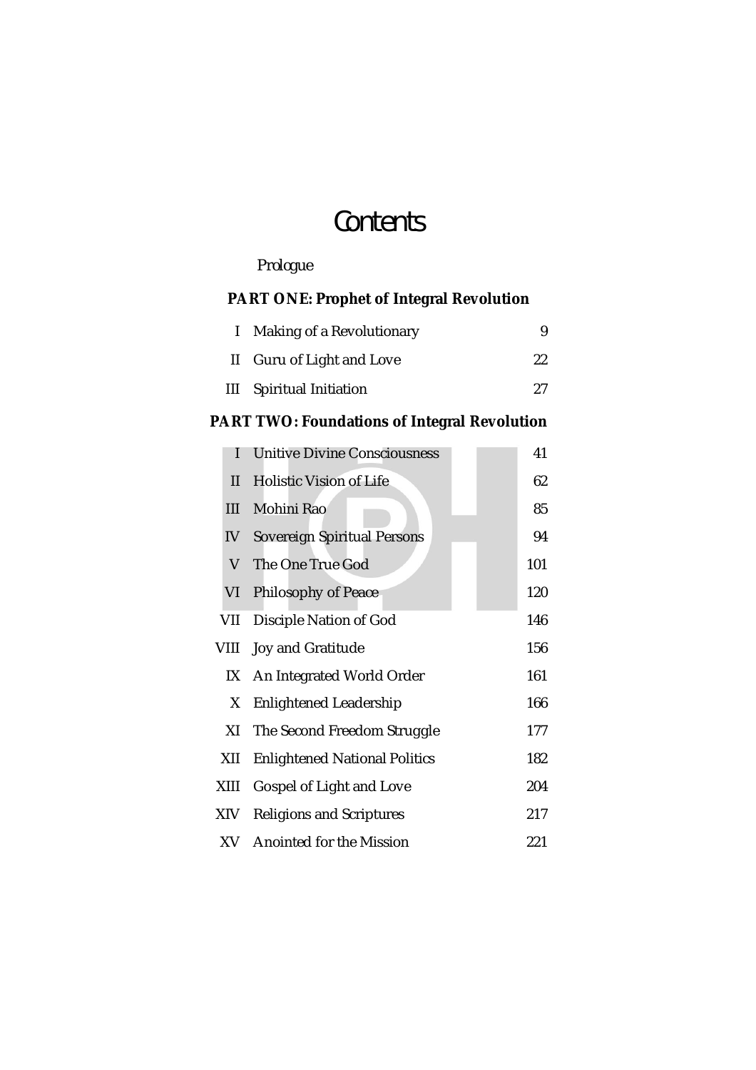# Contents

*Prologue*

**PART ONE: Prophet of Integral Revolution**

| | | |
|---|---|---|
| I | Making of a Revolutionary | 9 |
| II | Guru of Light and Love | 22 |
| III | Spiritual Initiation | 27 |

**PART TWO: Foundations of Integral Revolution**

| | | |
|---|---|---|
| I | Unitive Divine Consciousness | 41 |
| II | Holistic Vision of Life | 62 |
| III | Mohini Rao | 85 |
| IV | Sovereign Spiritual Persons | 94 |
| V | The One True God | 101 |
| VI | Philosophy of Peace | 120 |
| VII | Disciple Nation of God | 146 |
| VIII | Joy and Gratitude | 156 |
| IX | An Integrated World Order | 161 |
| X | Enlightened Leadership | 166 |
| XI | The Second Freedom Struggle | 177 |
| XII | Enlightened National Politics | 182 |
| XIII | Gospel of Light and Love | 204 |
| XIV | Religions and Scriptures | 217 |
| XV | Anointed for the Mission | 221 |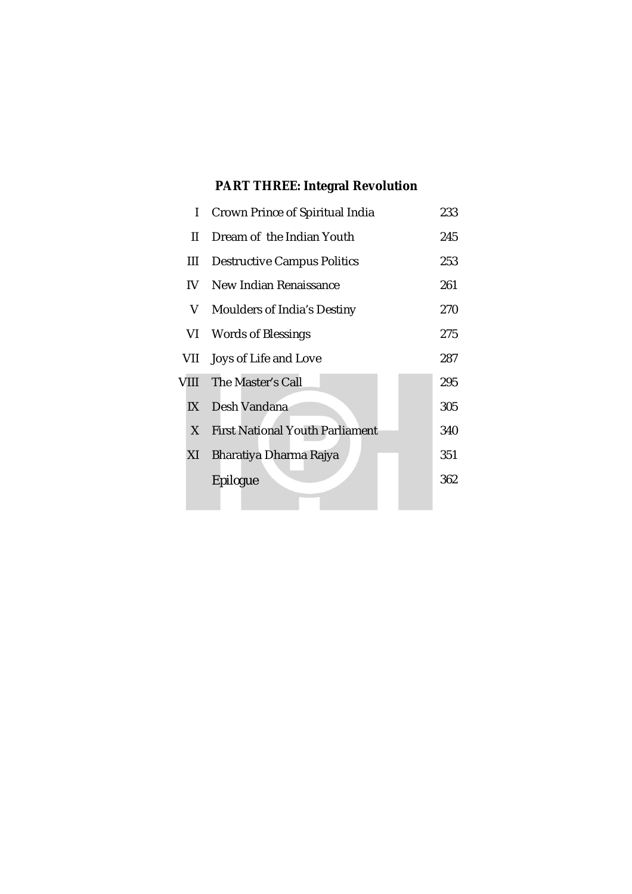## PART THREE: Integral Revolution

| | | |
|---|---|---|
| I | Crown Prince of Spiritual India | 233 |
| II | Dream of the Indian Youth | 245 |
| III | Destructive Campus Politics | 253 |
| IV | New Indian Renaissance | 261 |
| V | Moulders of India's Destiny | 270 |
| VI | Words of Blessings | 275 |
| VII | Joys of Life and Love | 287 |
| VIII | The Master's Call | 295 |
| IX | Desh Vandana | 305 |
| X | First National Youth Parliament | 340 |
| XI | Bharatiya Dharma Rajya | 351 |
| | Epilogue | 362 |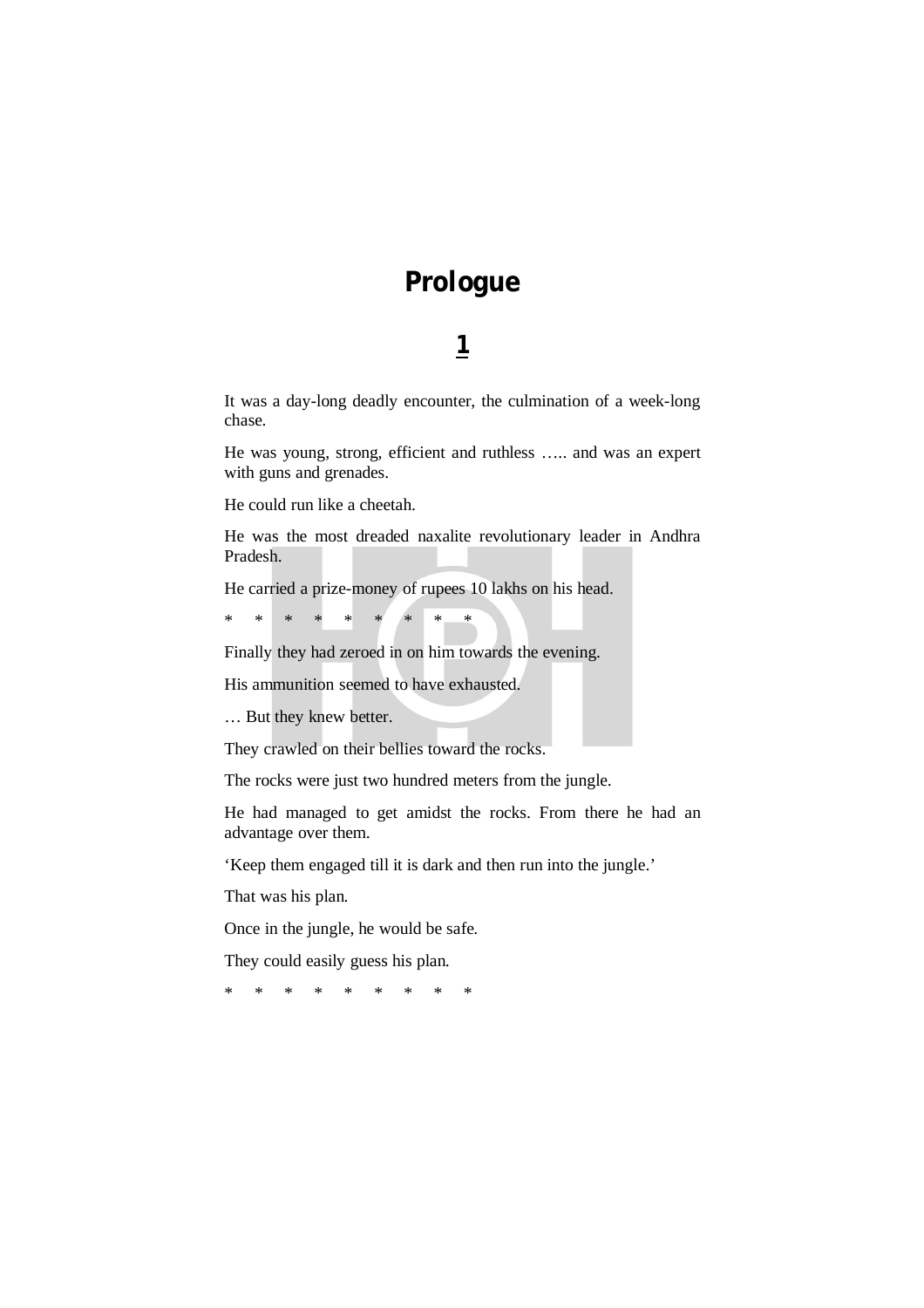# Prologue

## 1

It was a day-long deadly encounter, the culmination of a week-long chase.

He was young, strong, efficient and ruthless ….. and was an expert with guns and grenades.

He could run like a cheetah.

He was the most dreaded naxalite revolutionary leader in Andhra Pradesh.

He carried a prize-money of rupees 10 lakhs on his head.

\*   \*   \*   \*   \*   \*   \*   \*   \*

Finally they had zeroed in on him towards the evening.

His ammunition seemed to have exhausted.

… But they knew better.

They crawled on their bellies toward the rocks.

The rocks were just two hundred meters from the jungle.

He had managed to get amidst the rocks. From there he had an advantage over them.

'Keep them engaged till it is dark and then run into the jungle.'

That was his plan.

Once in the jungle, he would be safe.

They could easily guess his plan.

\*   \*   \*   \*   \*   \*   \*   \*   \*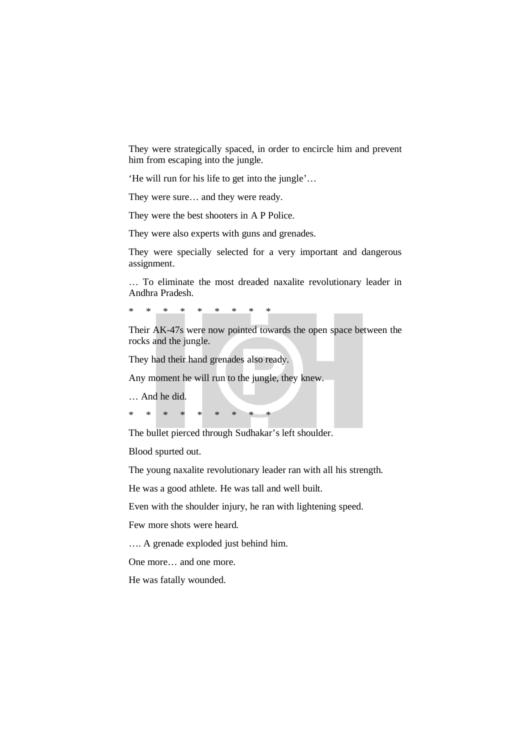They were strategically spaced, in order to encircle him and prevent him from escaping into the jungle.

'He will run for his life to get into the jungle'…

They were sure… and they were ready.

They were the best shooters in A P Police.

They were also experts with guns and grenades.

They were specially selected for a very important and dangerous assignment.

… To eliminate the most dreaded naxalite revolutionary leader in Andhra Pradesh.

\* \* \* \* \* \* \* \* \*

Their AK-47s were now pointed towards the open space between the rocks and the jungle.

They had their hand grenades also ready.

Any moment he will run to the jungle, they knew.

… And he did.

\* \* \* \* \* \* \* \* \*

The bullet pierced through Sudhakar's left shoulder.

Blood spurted out.

The young naxalite revolutionary leader ran with all his strength.

He was a good athlete. He was tall and well built.

Even with the shoulder injury, he ran with lightening speed.

Few more shots were heard.

…. A grenade exploded just behind him.

One more… and one more.

He was fatally wounded.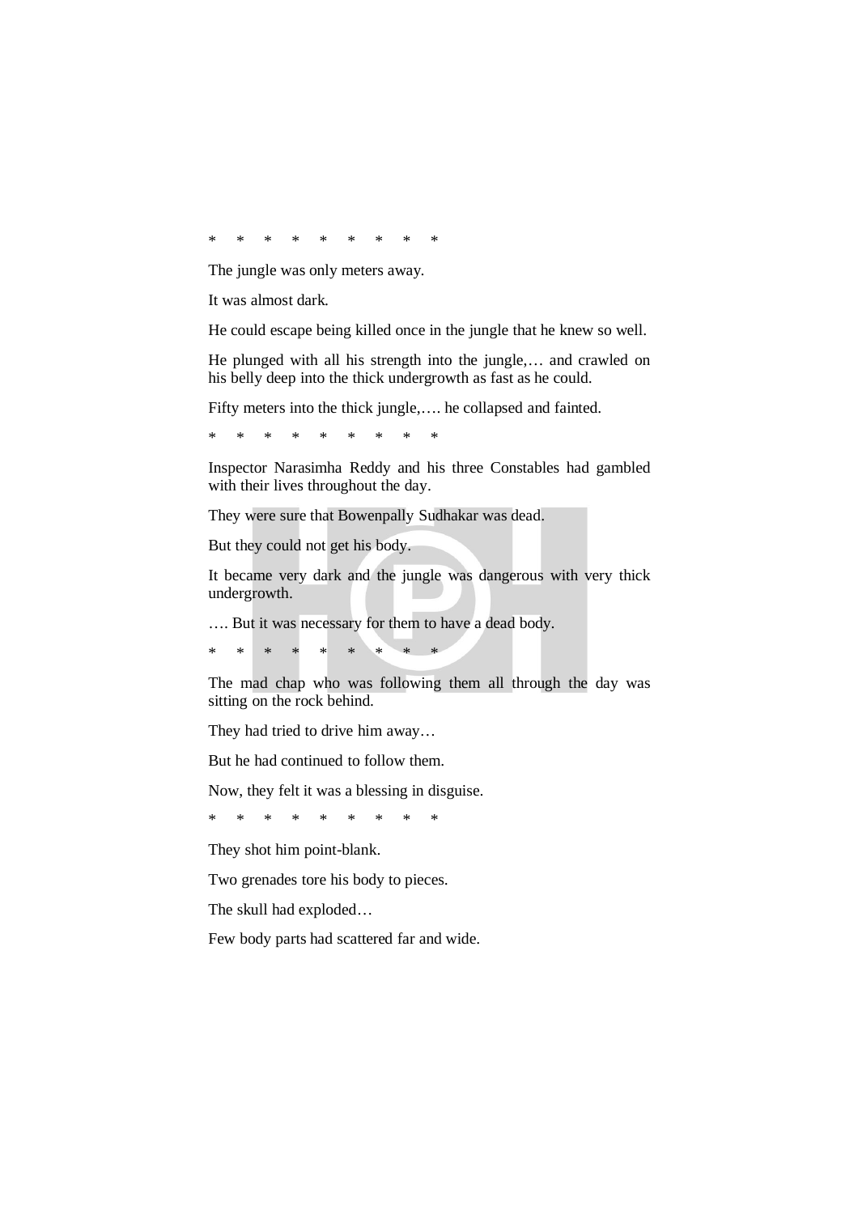\* \* \* \* \* \* \* \* \*

The jungle was only meters away.

It was almost dark.

He could escape being killed once in the jungle that he knew so well.

He plunged with all his strength into the jungle,… and crawled on his belly deep into the thick undergrowth as fast as he could.

Fifty meters into the thick jungle,…. he collapsed and fainted.

\* \* \* \* \* \* \* \* \*

Inspector Narasimha Reddy and his three Constables had gambled with their lives throughout the day.

They were sure that Bowenpally Sudhakar was dead.

But they could not get his body.

It became very dark and the jungle was dangerous with very thick undergrowth.

…. But it was necessary for them to have a dead body.

\* \* \* \* \* \* \* \* \*

The mad chap who was following them all through the day was sitting on the rock behind.

They had tried to drive him away…

But he had continued to follow them.

Now, they felt it was a blessing in disguise.

\* \* \* \* \* \* \* \* \*

They shot him point-blank.

Two grenades tore his body to pieces.

The skull had exploded…

Few body parts had scattered far and wide.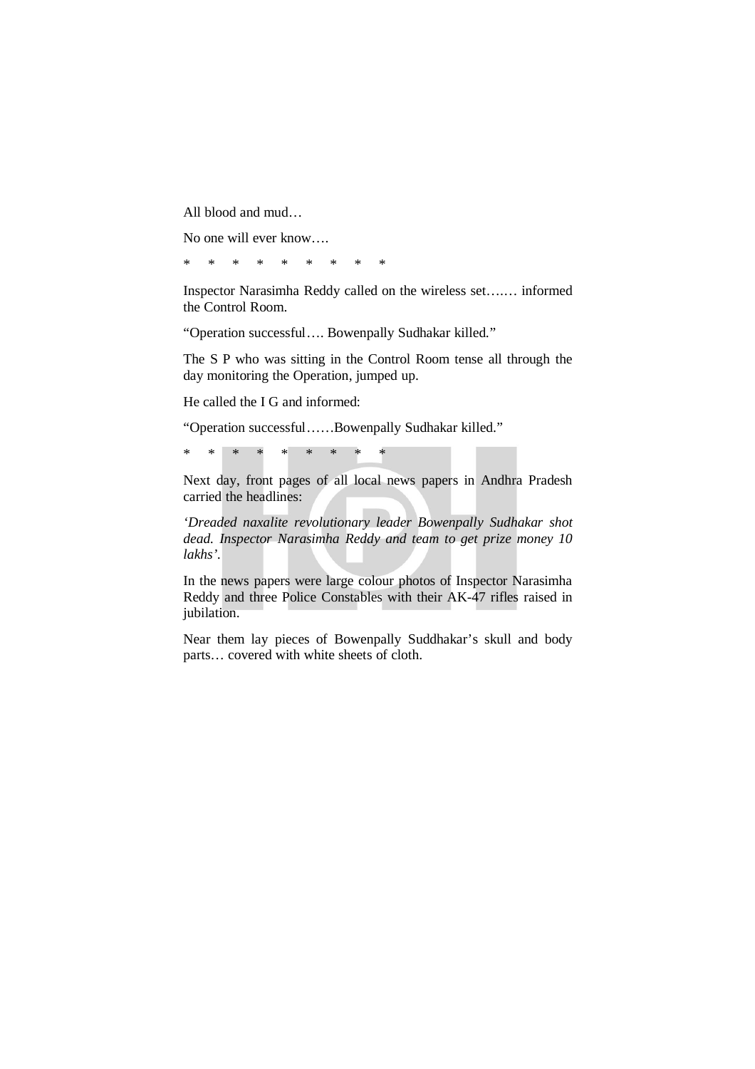All blood and mud…

No one will ever know….

\*    \*    \*    \*    \*    \*    \*    \*    \*

Inspector Narasimha Reddy called on the wireless set….… informed the Control Room.

"Operation successful…. Bowenpally Sudhakar killed."

The S P who was sitting in the Control Room tense all through the day monitoring the Operation, jumped up.

He called the I G and informed:

"Operation successful……Bowenpally Sudhakar killed."

\*    \*    \*    \*    \*    \*    \*    \*    \*

Next day, front pages of all local news papers in Andhra Pradesh carried the headlines:

*'Dreaded naxalite revolutionary leader Bowenpally Sudhakar shot dead. Inspector Narasimha Reddy and team to get prize money 10 lakhs'.*

In the news papers were large colour photos of Inspector Narasimha Reddy and three Police Constables with their AK-47 rifles raised in jubilation.

Near them lay pieces of Bowenpally Suddhakar's skull and body parts… covered with white sheets of cloth.